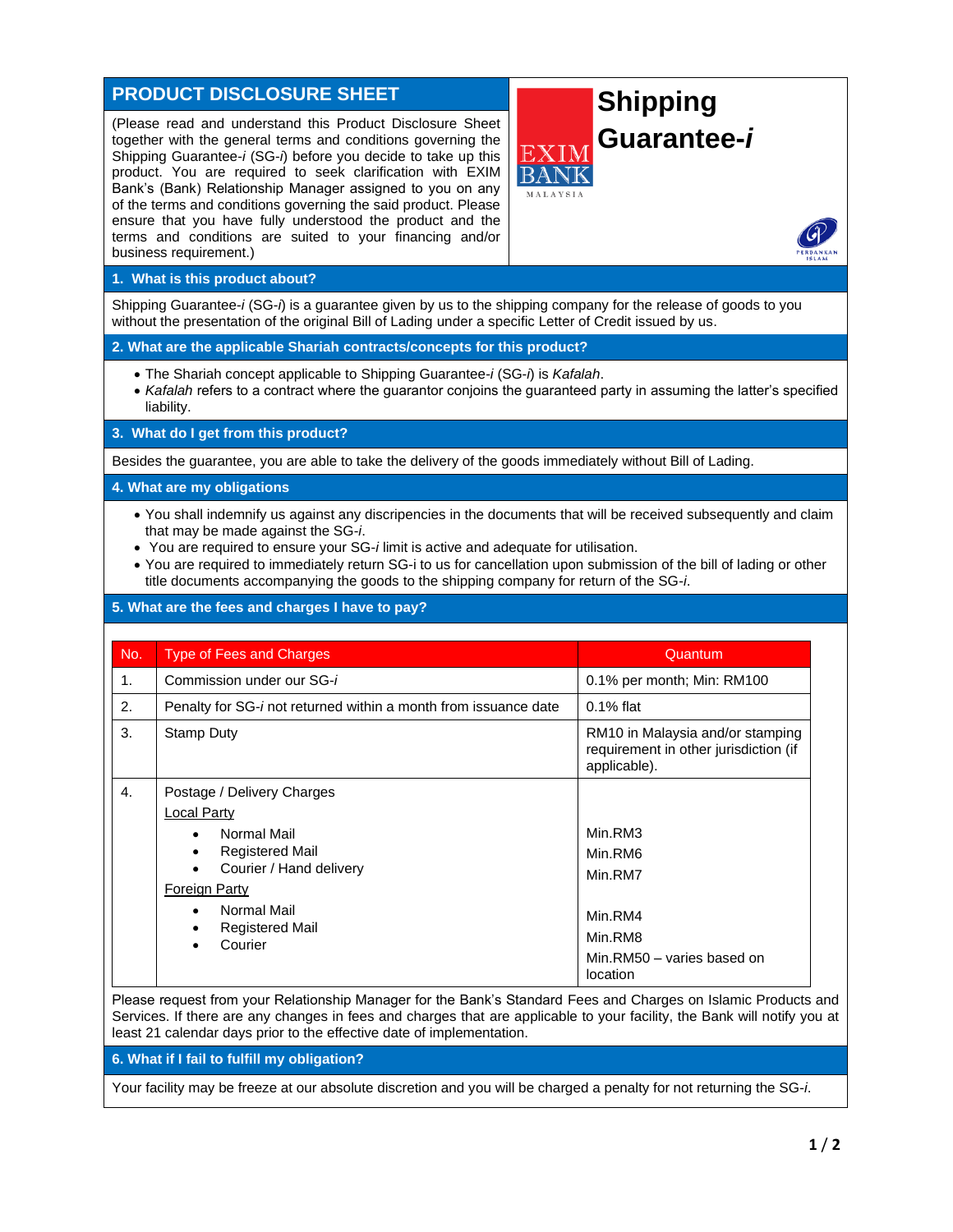# PRODUCT DISCLOSURE SHEET

## Shipping Guarantee-*i*

(Please read and understand this Product Disclosure Sheet together with the general terms and conditions governing the Shipping Guarantee-*i* (SG-*i*) before you decide to take up this product. You are required to seek clarification with EXIM Bank's (Bank) Relationship Manager assigned to you on any of the terms and conditions governing the said product. Please ensure that you have fully understood the product and the terms and conditions are suited to your financing and/or business requirement.)

### 1. What is this product about?

Shipping Guarantee-*i* (SG-*i*) is a guarantee given by us to the shipping company for the release of goods to you without the presentation of the original Bill of Lading under a specific Letter of Credit issued by us.

### 2. What are the applicable Shariah contracts/concepts for this product?

- The Shariah concept applicable to Shipping Guarantee-*i* (SG-*i*) is *Kafalah*.
- *Kafalah* refers to a contract where the guarantor conjoins the guaranteed party in assuming the latter's specified liability.

### 3. What do I get from this product?

Besides the guarantee, you are able to take the delivery of the goods immediately without Bill of Lading.

### 4. What are my obligations

- You shall indemnify us against any discripencies in the documents that will be received subsequently and claim that may be made against the SG-*i*.
- You are required to ensure your SG-*i* limit is active and adequate for utilisation.
- You are required to immediately return SG-i to us for cancellation upon submission of the bill of lading or other title documents accompanying the goods to the shipping company for return of the SG-*i*.

### 5. What are the fees and charges I have to pay?

| No. | Type of Fees and Charges | Quantum |
|---|---|---|
| 1. | Commission under our SG-*i* | 0.1% per month; Min: RM100 |
| 2. | Penalty for SG-*i* not returned within a month from issuance date | 0.1% flat |
| 3. | Stamp Duty | RM10 in Malaysia and/or stamping requirement in other jurisdiction (if applicable). |
| 4. | Postage / Delivery Charges<br>Local Party<br>• Normal Mail<br>• Registered Mail<br>• Courier / Hand delivery<br>Foreign Party<br>• Normal Mail<br>• Registered Mail<br>• Courier | <br><br>Min.RM3<br>Min.RM6<br>Min.RM7<br><br>Min.RM4<br>Min.RM8<br>Min.RM50 – varies based on location |

Please request from your Relationship Manager for the Bank's Standard Fees and Charges on Islamic Products and Services. If there are any changes in fees and charges that are applicable to your facility, the Bank will notify you at least 21 calendar days prior to the effective date of implementation.

### 6. What if I fail to fulfill my obligation?

Your facility may be freeze at our absolute discretion and you will be charged a penalty for not returning the SG-*i*.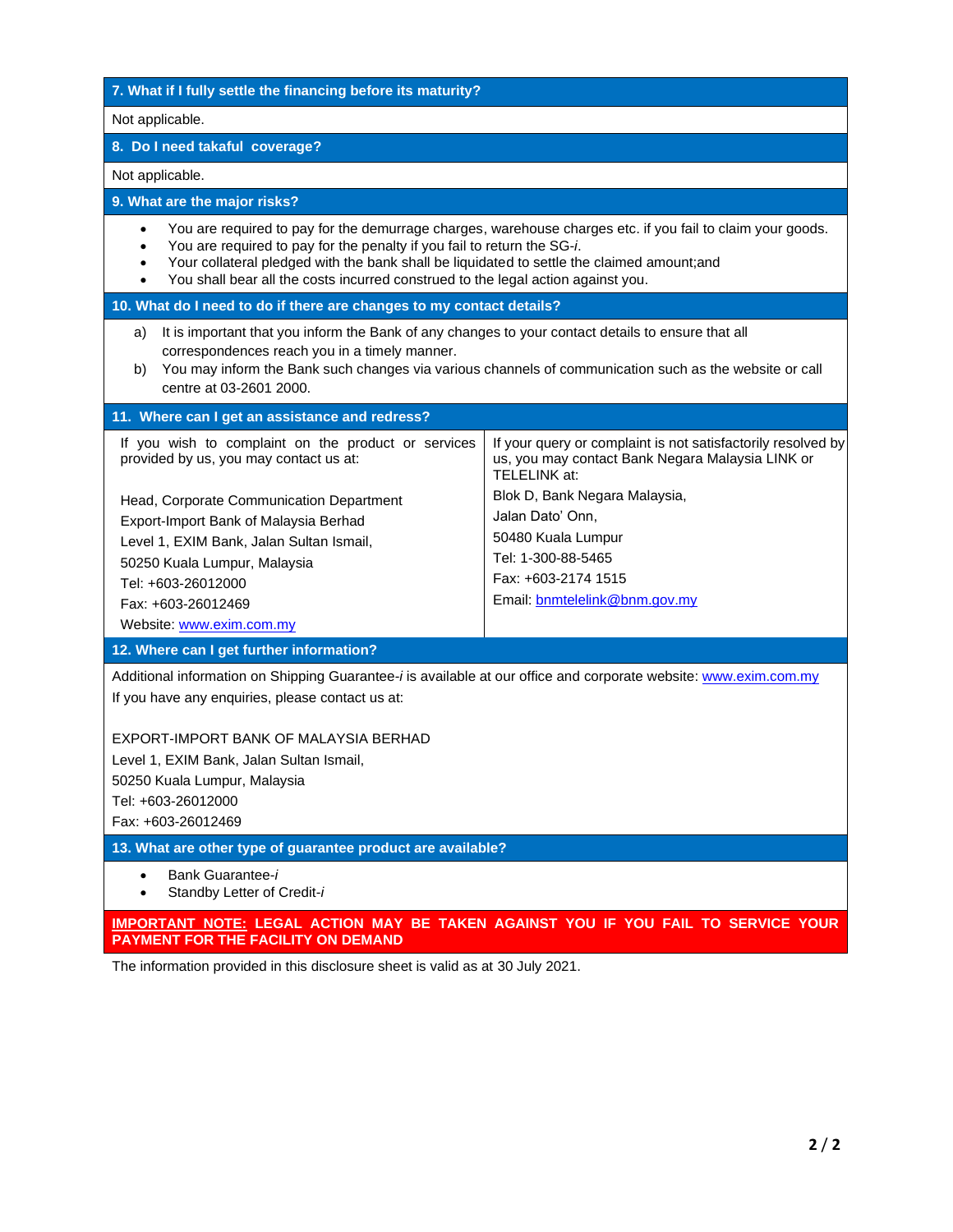### 7. What if I fully settle the financing before its maturity?

Not applicable.

### 8. Do I need takaful coverage?

Not applicable.

### 9. What are the major risks?

- You are required to pay for the demurrage charges, warehouse charges etc. if you fail to claim your goods.
- You are required to pay for the penalty if you fail to return the SG-*i*.
- Your collateral pledged with the bank shall be liquidated to settle the claimed amount;and
- You shall bear all the costs incurred construed to the legal action against you.

### 10. What do I need to do if there are changes to my contact details?

a) It is important that you inform the Bank of any changes to your contact details to ensure that all correspondences reach you in a timely manner.

b) You may inform the Bank such changes via various channels of communication such as the website or call centre at 03-2601 2000.

### 11. Where can I get an assistance and redress?

If you wish to complaint on the product or services provided by us, you may contact us at:

Head, Corporate Communication Department
Export-Import Bank of Malaysia Berhad
Level 1, EXIM Bank, Jalan Sultan Ismail,
50250 Kuala Lumpur, Malaysia
Tel: +603-26012000
Fax: +603-26012469
Website: www.exim.com.my

If your query or complaint is not satisfactorily resolved by us, you may contact Bank Negara Malaysia LINK or TELELINK at:

Blok D, Bank Negara Malaysia,
Jalan Dato' Onn,
50480 Kuala Lumpur
Tel: 1-300-88-5465
Fax: +603-2174 1515
Email: bnmtelelink@bnm.gov.my

### 12. Where can I get further information?

Additional information on Shipping Guarantee-*i* is available at our office and corporate website: www.exim.com.my

If you have any enquiries, please contact us at:

EXPORT-IMPORT BANK OF MALAYSIA BERHAD
Level 1, EXIM Bank, Jalan Sultan Ismail,
50250 Kuala Lumpur, Malaysia
Tel: +603-26012000
Fax: +603-26012469

### 13. What are other type of guarantee product are available?

- Bank Guarantee-*i*
- Standby Letter of Credit-*i*

**IMPORTANT NOTE: LEGAL ACTION MAY BE TAKEN AGAINST YOU IF YOU FAIL TO SERVICE YOUR PAYMENT FOR THE FACILITY ON DEMAND**

The information provided in this disclosure sheet is valid as at 30 July 2021.